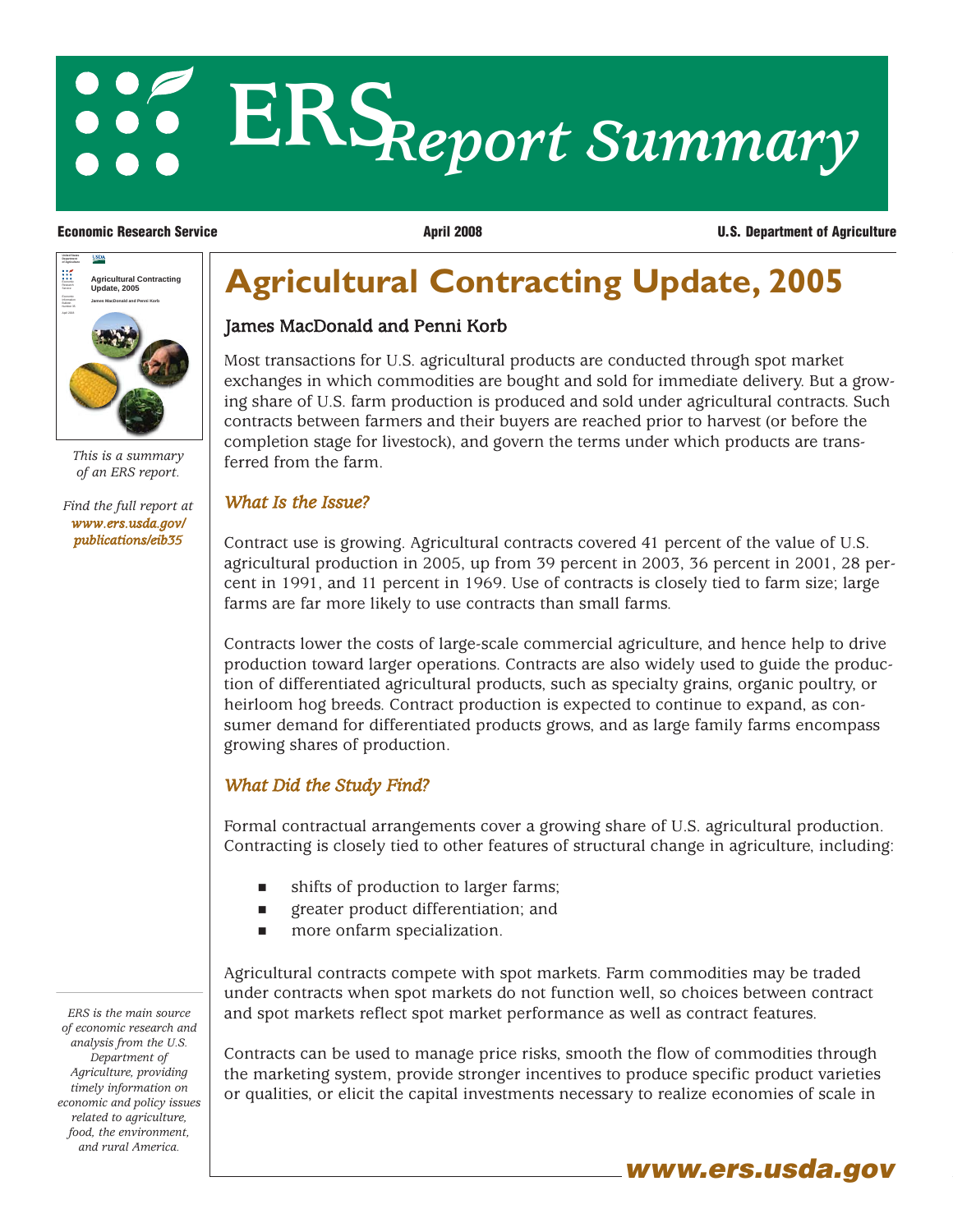# ERS Report Summary

**Economic Research Service** | **April 2008** | **U.S. Department of Agriculture**

*This is a summary of an ERS report.*

*Find the full report at* ***www.ers.usda.gov/publications/eib35***

# Agricultural Contracting Update, 2005

## James MacDonald and Penni Korb

Most transactions for U.S. agricultural products are conducted through spot market exchanges in which commodities are bought and sold for immediate delivery. But a growing share of U.S. farm production is produced and sold under agricultural contracts. Such contracts between farmers and their buyers are reached prior to harvest (or before the completion stage for livestock), and govern the terms under which products are transferred from the farm.

### *What Is the Issue?*

Contract use is growing. Agricultural contracts covered 41 percent of the value of U.S. agricultural production in 2005, up from 39 percent in 2003, 36 percent in 2001, 28 percent in 1991, and 11 percent in 1969. Use of contracts is closely tied to farm size; large farms are far more likely to use contracts than small farms.

Contracts lower the costs of large-scale commercial agriculture, and hence help to drive production toward larger operations. Contracts are also widely used to guide the production of differentiated agricultural products, such as specialty grains, organic poultry, or heirloom hog breeds. Contract production is expected to continue to expand, as consumer demand for differentiated products grows, and as large family farms encompass growing shares of production.

### *What Did the Study Find?*

Formal contractual arrangements cover a growing share of U.S. agricultural production. Contracting is closely tied to other features of structural change in agriculture, including:

- shifts of production to larger farms;
- greater product differentiation; and
- more onfarm specialization.

Agricultural contracts compete with spot markets. Farm commodities may be traded under contracts when spot markets do not function well, so choices between contract and spot markets reflect spot market performance as well as contract features.

Contracts can be used to manage price risks, smooth the flow of commodities through the marketing system, provide stronger incentives to produce specific product varieties or qualities, or elicit the capital investments necessary to realize economies of scale in

*ERS is the main source of economic research and analysis from the U.S. Department of Agriculture, providing timely information on economic and policy issues related to agriculture, food, the environment, and rural America.*

**www.ers.usda.gov**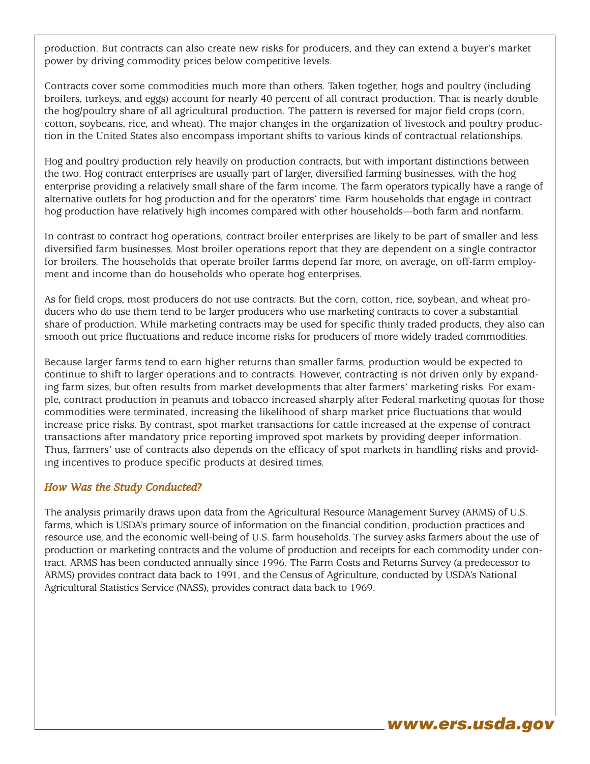production. But contracts can also create new risks for producers, and they can extend a buyer's market power by driving commodity prices below competitive levels.

Contracts cover some commodities much more than others. Taken together, hogs and poultry (including broilers, turkeys, and eggs) account for nearly 40 percent of all contract production. That is nearly double the hog/poultry share of all agricultural production. The pattern is reversed for major field crops (corn, cotton, soybeans, rice, and wheat). The major changes in the organization of livestock and poultry production in the United States also encompass important shifts to various kinds of contractual relationships.

Hog and poultry production rely heavily on production contracts, but with important distinctions between the two. Hog contract enterprises are usually part of larger, diversified farming businesses, with the hog enterprise providing a relatively small share of the farm income. The farm operators typically have a range of alternative outlets for hog production and for the operators' time. Farm households that engage in contract hog production have relatively high incomes compared with other households—both farm and nonfarm.

In contrast to contract hog operations, contract broiler enterprises are likely to be part of smaller and less diversified farm businesses. Most broiler operations report that they are dependent on a single contractor for broilers. The households that operate broiler farms depend far more, on average, on off-farm employment and income than do households who operate hog enterprises.

As for field crops, most producers do not use contracts. But the corn, cotton, rice, soybean, and wheat producers who do use them tend to be larger producers who use marketing contracts to cover a substantial share of production. While marketing contracts may be used for specific thinly traded products, they also can smooth out price fluctuations and reduce income risks for producers of more widely traded commodities.

Because larger farms tend to earn higher returns than smaller farms, production would be expected to continue to shift to larger operations and to contracts. However, contracting is not driven only by expanding farm sizes, but often results from market developments that alter farmers' marketing risks. For example, contract production in peanuts and tobacco increased sharply after Federal marketing quotas for those commodities were terminated, increasing the likelihood of sharp market price fluctuations that would increase price risks. By contrast, spot market transactions for cattle increased at the expense of contract transactions after mandatory price reporting improved spot markets by providing deeper information. Thus, farmers' use of contracts also depends on the efficacy of spot markets in handling risks and providing incentives to produce specific products at desired times.

### *How Was the Study Conducted?*

The analysis primarily draws upon data from the Agricultural Resource Management Survey (ARMS) of U.S. farms, which is USDA's primary source of information on the financial condition, production practices and resource use, and the economic well-being of U.S. farm households. The survey asks farmers about the use of production or marketing contracts and the volume of production and receipts for each commodity under contract. ARMS has been conducted annually since 1996. The Farm Costs and Returns Survey (a predecessor to ARMS) provides contract data back to 1991, and the Census of Agriculture, conducted by USDA's National Agricultural Statistics Service (NASS), provides contract data back to 1969.